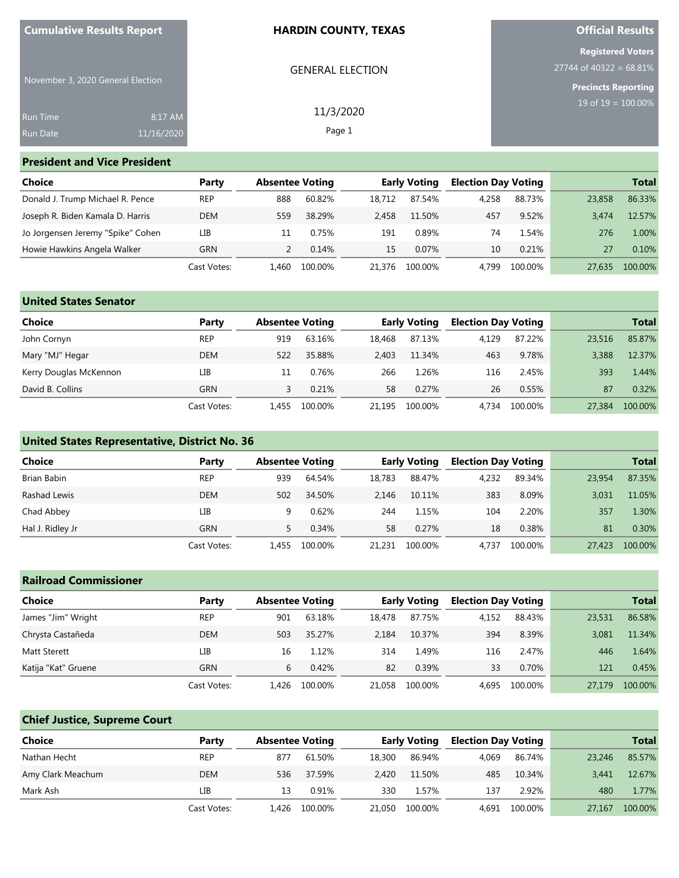**Cumulative Results Report**

November 3, 2020 General Election

Run Time 8:17 AM
Run Date 11/16/2020

**HARDIN COUNTY, TEXAS**

GENERAL ELECTION

11/3/2020

**Official Results**

**Registered Voters**
27744 of 40322 = 68.81%

**Precincts Reporting**
19 of 19 = 100.00%

## President and Vice President

| Choice | Party | Absentee Voting | | Early Voting | | Election Day Voting | | Total | |
|---|---|---|---|---|---|---|---|---|---|
| Donald J. Trump Michael R. Pence | REP | 888 | 60.82% | 18,712 | 87.54% | 4,258 | 88.73% | 23,858 | 86.33% |
| Joseph R. Biden Kamala D. Harris | DEM | 559 | 38.29% | 2,458 | 11.50% | 457 | 9.52% | 3,474 | 12.57% |
| Jo Jorgensen Jeremy "Spike" Cohen | LIB | 11 | 0.75% | 191 | 0.89% | 74 | 1.54% | 276 | 1.00% |
| Howie Hawkins Angela Walker | GRN | 2 | 0.14% | 15 | 0.07% | 10 | 0.21% | 27 | 0.10% |
| | Cast Votes: | 1,460 | 100.00% | 21,376 | 100.00% | 4,799 | 100.00% | 27,635 | 100.00% |

## United States Senator

| Choice | Party | Absentee Voting | | Early Voting | | Election Day Voting | | Total | |
|---|---|---|---|---|---|---|---|---|---|
| John Cornyn | REP | 919 | 63.16% | 18,468 | 87.13% | 4,129 | 87.22% | 23,516 | 85.87% |
| Mary "MJ" Hegar | DEM | 522 | 35.88% | 2,403 | 11.34% | 463 | 9.78% | 3,388 | 12.37% |
| Kerry Douglas McKennon | LIB | 11 | 0.76% | 266 | 1.26% | 116 | 2.45% | 393 | 1.44% |
| David B. Collins | GRN | 3 | 0.21% | 58 | 0.27% | 26 | 0.55% | 87 | 0.32% |
| | Cast Votes: | 1,455 | 100.00% | 21,195 | 100.00% | 4,734 | 100.00% | 27,384 | 100.00% |

## United States Representative, District No. 36

| Choice | Party | Absentee Voting | | Early Voting | | Election Day Voting | | Total | |
|---|---|---|---|---|---|---|---|---|---|
| Brian Babin | REP | 939 | 64.54% | 18,783 | 88.47% | 4,232 | 89.34% | 23,954 | 87.35% |
| Rashad Lewis | DEM | 502 | 34.50% | 2,146 | 10.11% | 383 | 8.09% | 3,031 | 11.05% |
| Chad Abbey | LIB | 9 | 0.62% | 244 | 1.15% | 104 | 2.20% | 357 | 1.30% |
| Hal J. Ridley Jr | GRN | 5 | 0.34% | 58 | 0.27% | 18 | 0.38% | 81 | 0.30% |
| | Cast Votes: | 1,455 | 100.00% | 21,231 | 100.00% | 4,737 | 100.00% | 27,423 | 100.00% |

## Railroad Commissioner

| Choice | Party | Absentee Voting | | Early Voting | | Election Day Voting | | Total | |
|---|---|---|---|---|---|---|---|---|---|
| James "Jim" Wright | REP | 901 | 63.18% | 18,478 | 87.75% | 4,152 | 88.43% | 23,531 | 86.58% |
| Chrysta Castañeda | DEM | 503 | 35.27% | 2,184 | 10.37% | 394 | 8.39% | 3,081 | 11.34% |
| Matt Sterett | LIB | 16 | 1.12% | 314 | 1.49% | 116 | 2.47% | 446 | 1.64% |
| Katija "Kat" Gruene | GRN | 6 | 0.42% | 82 | 0.39% | 33 | 0.70% | 121 | 0.45% |
| | Cast Votes: | 1,426 | 100.00% | 21,058 | 100.00% | 4,695 | 100.00% | 27,179 | 100.00% |

## Chief Justice, Supreme Court

| Choice | Party | Absentee Voting | | Early Voting | | Election Day Voting | | Total | |
|---|---|---|---|---|---|---|---|---|---|
| Nathan Hecht | REP | 877 | 61.50% | 18,300 | 86.94% | 4,069 | 86.74% | 23,246 | 85.57% |
| Amy Clark Meachum | DEM | 536 | 37.59% | 2,420 | 11.50% | 485 | 10.34% | 3,441 | 12.67% |
| Mark Ash | LIB | 13 | 0.91% | 330 | 1.57% | 137 | 2.92% | 480 | 1.77% |
| | Cast Votes: | 1,426 | 100.00% | 21,050 | 100.00% | 4,691 | 100.00% | 27,167 | 100.00% |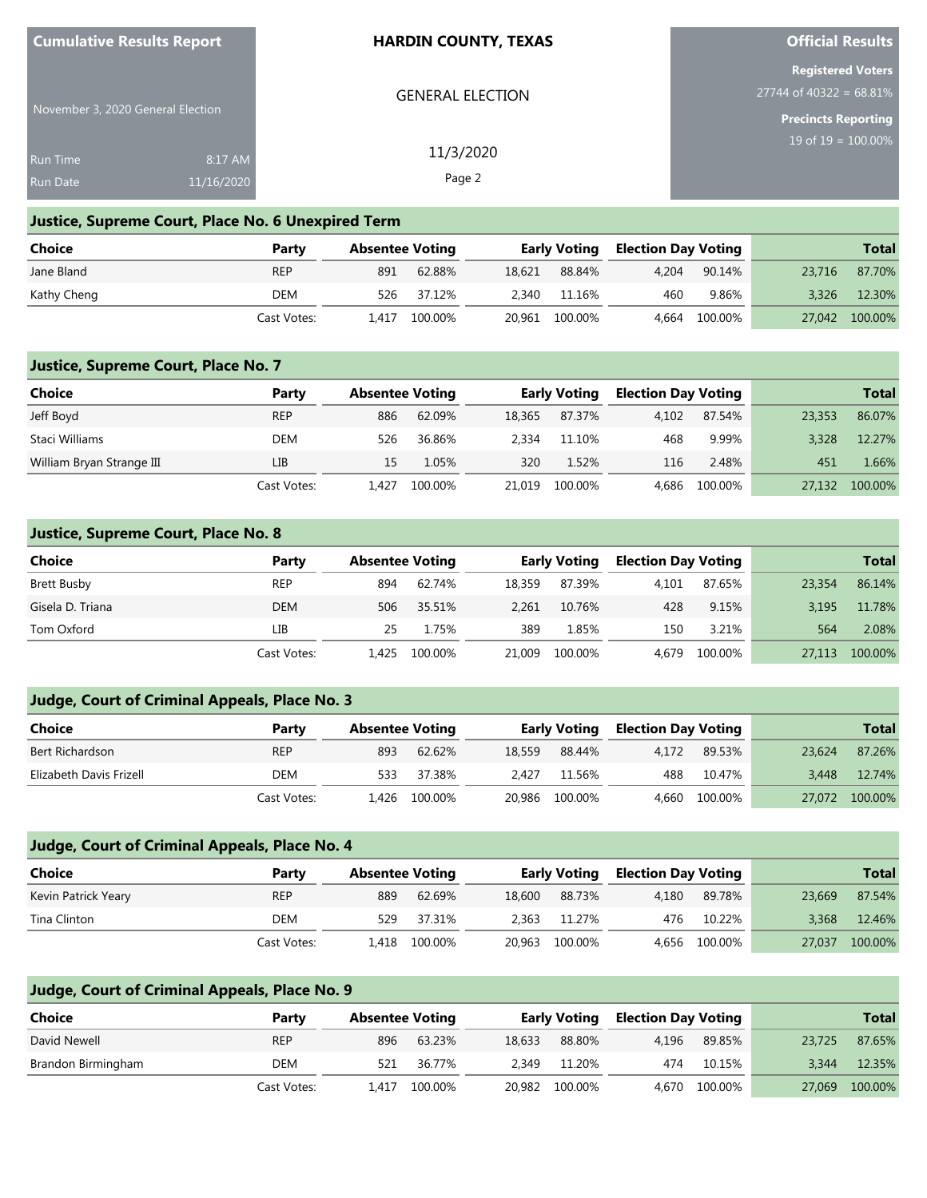Cumulative Results Report

November 3, 2020 General Election

Run Time 8:17 AM
Run Date 11/16/2020

**HARDIN COUNTY, TEXAS**

GENERAL ELECTION

11/3/2020

**Official Results**

Registered Voters
27744 of 40322 = 68.81%

Precincts Reporting
19 of 19 = 100.00%

## Justice, Supreme Court, Place No. 6 Unexpired Term

| Choice | Party | Absentee Voting | | Early Voting | | Election Day Voting | | Total | |
|---|---|---|---|---|---|---|---|---|---|
| Jane Bland | REP | 891 | 62.88% | 18,621 | 88.84% | 4,204 | 90.14% | 23,716 | 87.70% |
| Kathy Cheng | DEM | 526 | 37.12% | 2,340 | 11.16% | 460 | 9.86% | 3,326 | 12.30% |
| | Cast Votes: | 1,417 | 100.00% | 20,961 | 100.00% | 4,664 | 100.00% | 27,042 | 100.00% |

## Justice, Supreme Court, Place No. 7

| Choice | Party | Absentee Voting | | Early Voting | | Election Day Voting | | Total | |
|---|---|---|---|---|---|---|---|---|---|
| Jeff Boyd | REP | 886 | 62.09% | 18,365 | 87.37% | 4,102 | 87.54% | 23,353 | 86.07% |
| Staci Williams | DEM | 526 | 36.86% | 2,334 | 11.10% | 468 | 9.99% | 3,328 | 12.27% |
| William Bryan Strange III | LIB | 15 | 1.05% | 320 | 1.52% | 116 | 2.48% | 451 | 1.66% |
| | Cast Votes: | 1,427 | 100.00% | 21,019 | 100.00% | 4,686 | 100.00% | 27,132 | 100.00% |

## Justice, Supreme Court, Place No. 8

| Choice | Party | Absentee Voting | | Early Voting | | Election Day Voting | | Total | |
|---|---|---|---|---|---|---|---|---|---|
| Brett Busby | REP | 894 | 62.74% | 18,359 | 87.39% | 4,101 | 87.65% | 23,354 | 86.14% |
| Gisela D. Triana | DEM | 506 | 35.51% | 2,261 | 10.76% | 428 | 9.15% | 3,195 | 11.78% |
| Tom Oxford | LIB | 25 | 1.75% | 389 | 1.85% | 150 | 3.21% | 564 | 2.08% |
| | Cast Votes: | 1,425 | 100.00% | 21,009 | 100.00% | 4,679 | 100.00% | 27,113 | 100.00% |

## Judge, Court of Criminal Appeals, Place No. 3

| Choice | Party | Absentee Voting | | Early Voting | | Election Day Voting | | Total | |
|---|---|---|---|---|---|---|---|---|---|
| Bert Richardson | REP | 893 | 62.62% | 18,559 | 88.44% | 4,172 | 89.53% | 23,624 | 87.26% |
| Elizabeth Davis Frizell | DEM | 533 | 37.38% | 2,427 | 11.56% | 488 | 10.47% | 3,448 | 12.74% |
| | Cast Votes: | 1,426 | 100.00% | 20,986 | 100.00% | 4,660 | 100.00% | 27,072 | 100.00% |

## Judge, Court of Criminal Appeals, Place No. 4

| Choice | Party | Absentee Voting | | Early Voting | | Election Day Voting | | Total | |
|---|---|---|---|---|---|---|---|---|---|
| Kevin Patrick Yeary | REP | 889 | 62.69% | 18,600 | 88.73% | 4,180 | 89.78% | 23,669 | 87.54% |
| Tina Clinton | DEM | 529 | 37.31% | 2,363 | 11.27% | 476 | 10.22% | 3,368 | 12.46% |
| | Cast Votes: | 1,418 | 100.00% | 20,963 | 100.00% | 4,656 | 100.00% | 27,037 | 100.00% |

## Judge, Court of Criminal Appeals, Place No. 9

| Choice | Party | Absentee Voting | | Early Voting | | Election Day Voting | | Total | |
|---|---|---|---|---|---|---|---|---|---|
| David Newell | REP | 896 | 63.23% | 18,633 | 88.80% | 4,196 | 89.85% | 23,725 | 87.65% |
| Brandon Birmingham | DEM | 521 | 36.77% | 2,349 | 11.20% | 474 | 10.15% | 3,344 | 12.35% |
| | Cast Votes: | 1,417 | 100.00% | 20,982 | 100.00% | 4,670 | 100.00% | 27,069 | 100.00% |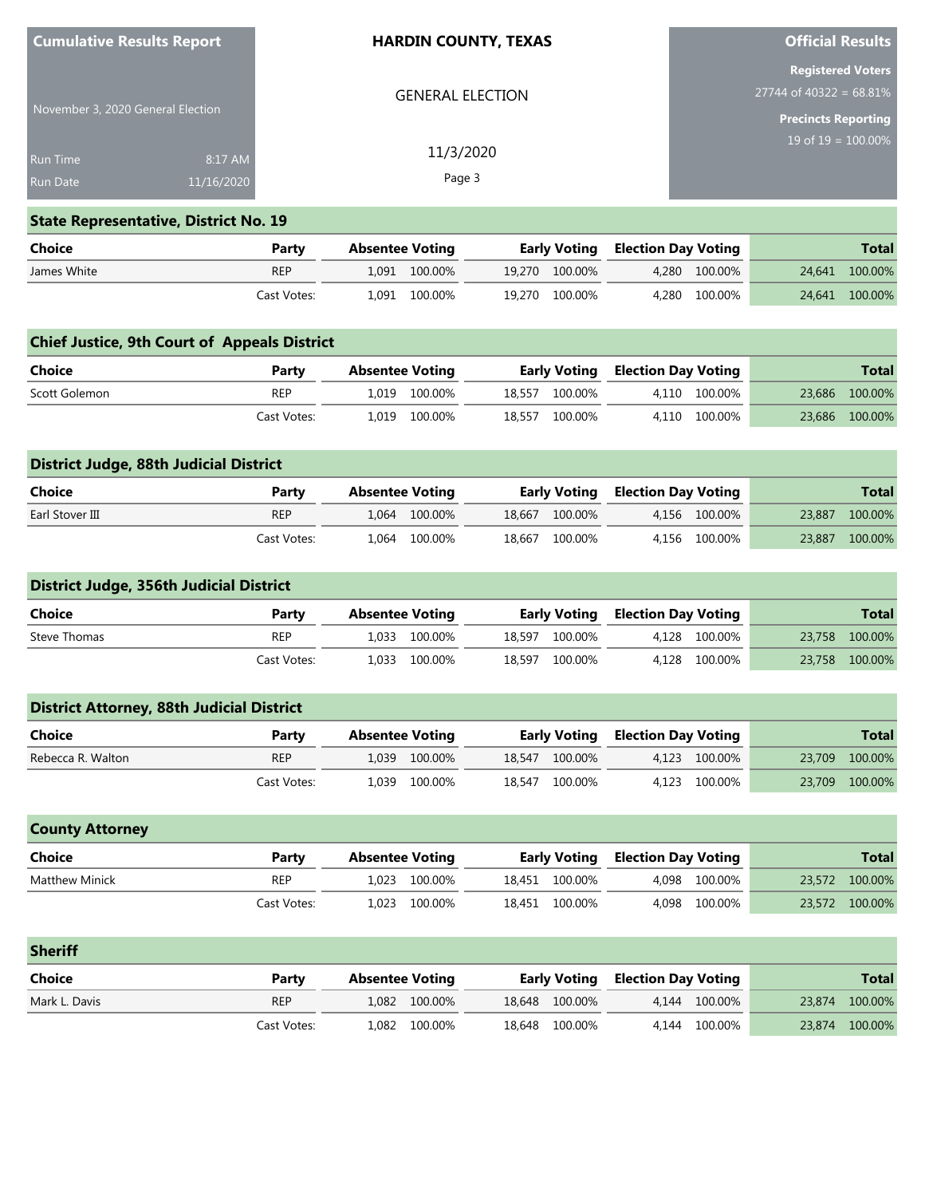**Cumulative Results Report**

November 3, 2020 General Election

Run Time 8:17 AM
Run Date 11/16/2020

**HARDIN COUNTY, TEXAS**

GENERAL ELECTION

11/3/2020

**Official Results**

**Registered Voters**
27744 of 40322 = 68.81%

**Precincts Reporting**
19 of 19 = 100.00%

## State Representative, District No. 19

| Choice | Party | Absentee Voting | | Early Voting | | Election Day Voting | | Total | |
|---|---|---|---|---|---|---|---|---|---|
| James White | REP | 1,091 | 100.00% | 19,270 | 100.00% | 4,280 | 100.00% | 24,641 | 100.00% |
| | Cast Votes: | 1,091 | 100.00% | 19,270 | 100.00% | 4,280 | 100.00% | 24,641 | 100.00% |

## Chief Justice, 9th Court of Appeals District

| Choice | Party | Absentee Voting | | Early Voting | | Election Day Voting | | Total | |
|---|---|---|---|---|---|---|---|---|---|
| Scott Golemon | REP | 1,019 | 100.00% | 18,557 | 100.00% | 4,110 | 100.00% | 23,686 | 100.00% |
| | Cast Votes: | 1,019 | 100.00% | 18,557 | 100.00% | 4,110 | 100.00% | 23,686 | 100.00% |

## District Judge, 88th Judicial District

| Choice | Party | Absentee Voting | | Early Voting | | Election Day Voting | | Total | |
|---|---|---|---|---|---|---|---|---|---|
| Earl Stover III | REP | 1,064 | 100.00% | 18,667 | 100.00% | 4,156 | 100.00% | 23,887 | 100.00% |
| | Cast Votes: | 1,064 | 100.00% | 18,667 | 100.00% | 4,156 | 100.00% | 23,887 | 100.00% |

## District Judge, 356th Judicial District

| Choice | Party | Absentee Voting | | Early Voting | | Election Day Voting | | Total | |
|---|---|---|---|---|---|---|---|---|---|
| Steve Thomas | REP | 1,033 | 100.00% | 18,597 | 100.00% | 4,128 | 100.00% | 23,758 | 100.00% |
| | Cast Votes: | 1,033 | 100.00% | 18,597 | 100.00% | 4,128 | 100.00% | 23,758 | 100.00% |

## District Attorney, 88th Judicial District

| Choice | Party | Absentee Voting | | Early Voting | | Election Day Voting | | Total | |
|---|---|---|---|---|---|---|---|---|---|
| Rebecca R. Walton | REP | 1,039 | 100.00% | 18,547 | 100.00% | 4,123 | 100.00% | 23,709 | 100.00% |
| | Cast Votes: | 1,039 | 100.00% | 18,547 | 100.00% | 4,123 | 100.00% | 23,709 | 100.00% |

## County Attorney

| Choice | Party | Absentee Voting | | Early Voting | | Election Day Voting | | Total | |
|---|---|---|---|---|---|---|---|---|---|
| Matthew Minick | REP | 1,023 | 100.00% | 18,451 | 100.00% | 4,098 | 100.00% | 23,572 | 100.00% |
| | Cast Votes: | 1,023 | 100.00% | 18,451 | 100.00% | 4,098 | 100.00% | 23,572 | 100.00% |

## Sheriff

| Choice | Party | Absentee Voting | | Early Voting | | Election Day Voting | | Total | |
|---|---|---|---|---|---|---|---|---|---|
| Mark L. Davis | REP | 1,082 | 100.00% | 18,648 | 100.00% | 4,144 | 100.00% | 23,874 | 100.00% |
| | Cast Votes: | 1,082 | 100.00% | 18,648 | 100.00% | 4,144 | 100.00% | 23,874 | 100.00% |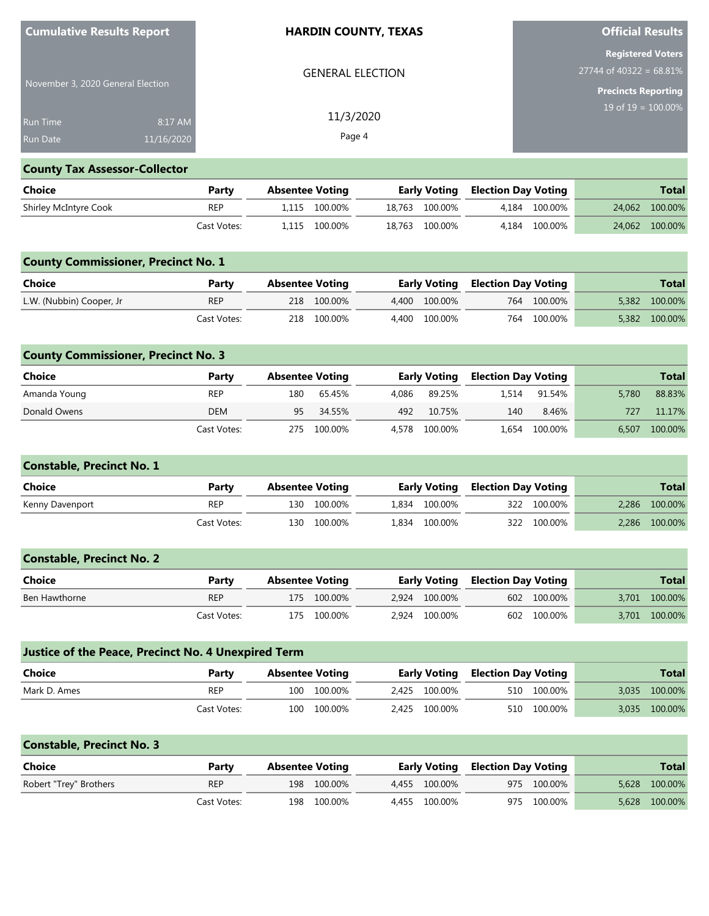| Cumulative Results Report | HARDIN COUNTY, TEXAS | Official Results |
|---|---|---|
| November 3, 2020 General Election | GENERAL ELECTION | Registered Voters 27744 of 40322 = 68.81% |
| Run Time 8:17 AM | 11/3/2020 | Precincts Reporting 19 of 19 = 100.00% |
| Run Date 11/16/2020 | | |

## County Tax Assessor-Collector

| Choice | Party | Absentee Voting | | Early Voting | | Election Day Voting | | Total | |
|---|---|---|---|---|---|---|---|---|---|
| Shirley McIntyre Cook | REP | 1,115 | 100.00% | 18,763 | 100.00% | 4,184 | 100.00% | 24,062 | 100.00% |
| | Cast Votes: | 1,115 | 100.00% | 18,763 | 100.00% | 4,184 | 100.00% | 24,062 | 100.00% |

## County Commissioner, Precinct No. 1

| Choice | Party | Absentee Voting | | Early Voting | | Election Day Voting | | Total | |
|---|---|---|---|---|---|---|---|---|---|
| L.W. (Nubbin) Cooper, Jr | REP | 218 | 100.00% | 4,400 | 100.00% | 764 | 100.00% | 5,382 | 100.00% |
| | Cast Votes: | 218 | 100.00% | 4,400 | 100.00% | 764 | 100.00% | 5,382 | 100.00% |

## County Commissioner, Precinct No. 3

| Choice | Party | Absentee Voting | | Early Voting | | Election Day Voting | | Total | |
|---|---|---|---|---|---|---|---|---|---|
| Amanda Young | REP | 180 | 65.45% | 4,086 | 89.25% | 1,514 | 91.54% | 5,780 | 88.83% |
| Donald Owens | DEM | 95 | 34.55% | 492 | 10.75% | 140 | 8.46% | 727 | 11.17% |
| | Cast Votes: | 275 | 100.00% | 4,578 | 100.00% | 1,654 | 100.00% | 6,507 | 100.00% |

## Constable, Precinct No. 1

| Choice | Party | Absentee Voting | | Early Voting | | Election Day Voting | | Total | |
|---|---|---|---|---|---|---|---|---|---|
| Kenny Davenport | REP | 130 | 100.00% | 1,834 | 100.00% | 322 | 100.00% | 2,286 | 100.00% |
| | Cast Votes: | 130 | 100.00% | 1,834 | 100.00% | 322 | 100.00% | 2,286 | 100.00% |

## Constable, Precinct No. 2

| Choice | Party | Absentee Voting | | Early Voting | | Election Day Voting | | Total | |
|---|---|---|---|---|---|---|---|---|---|
| Ben Hawthorne | REP | 175 | 100.00% | 2,924 | 100.00% | 602 | 100.00% | 3,701 | 100.00% |
| | Cast Votes: | 175 | 100.00% | 2,924 | 100.00% | 602 | 100.00% | 3,701 | 100.00% |

## Justice of the Peace, Precinct No. 4 Unexpired Term

| Choice | Party | Absentee Voting | | Early Voting | | Election Day Voting | | Total | |
|---|---|---|---|---|---|---|---|---|---|
| Mark D. Ames | REP | 100 | 100.00% | 2,425 | 100.00% | 510 | 100.00% | 3,035 | 100.00% |
| | Cast Votes: | 100 | 100.00% | 2,425 | 100.00% | 510 | 100.00% | 3,035 | 100.00% |

## Constable, Precinct No. 3

| Choice | Party | Absentee Voting | | Early Voting | | Election Day Voting | | Total | |
|---|---|---|---|---|---|---|---|---|---|
| Robert "Trey" Brothers | REP | 198 | 100.00% | 4,455 | 100.00% | 975 | 100.00% | 5,628 | 100.00% |
| | Cast Votes: | 198 | 100.00% | 4,455 | 100.00% | 975 | 100.00% | 5,628 | 100.00% |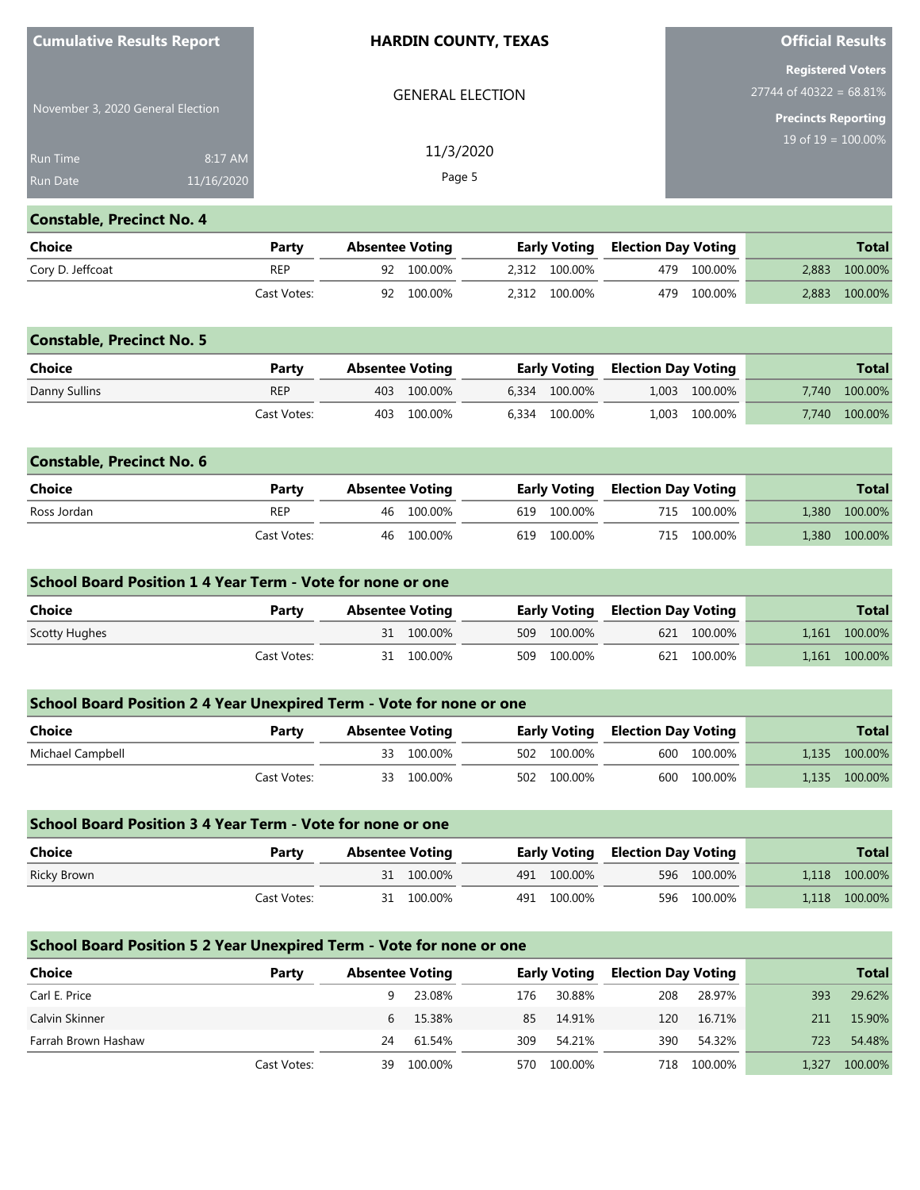**Cumulative Results Report**

November 3, 2020 General Election

Run Time 8:17 AM
Run Date 11/16/2020

**HARDIN COUNTY, TEXAS**

GENERAL ELECTION

11/3/2020

Page 5

**Official Results**

**Registered Voters**
27744 of 40322 = 68.81%

**Precincts Reporting**
19 of 19 = 100.00%

## Constable, Precinct No. 4

| Choice | Party | Absentee Voting | | Early Voting | | Election Day Voting | | Total | |
|---|---|---|---|---|---|---|---|---|---|
| Cory D. Jeffcoat | REP | 92 | 100.00% | 2,312 | 100.00% | 479 | 100.00% | 2,883 | 100.00% |
| | Cast Votes: | 92 | 100.00% | 2,312 | 100.00% | 479 | 100.00% | 2,883 | 100.00% |

## Constable, Precinct No. 5

| Choice | Party | Absentee Voting | | Early Voting | | Election Day Voting | | Total | |
|---|---|---|---|---|---|---|---|---|---|
| Danny Sullins | REP | 403 | 100.00% | 6,334 | 100.00% | 1,003 | 100.00% | 7,740 | 100.00% |
| | Cast Votes: | 403 | 100.00% | 6,334 | 100.00% | 1,003 | 100.00% | 7,740 | 100.00% |

## Constable, Precinct No. 6

| Choice | Party | Absentee Voting | | Early Voting | | Election Day Voting | | Total | |
|---|---|---|---|---|---|---|---|---|---|
| Ross Jordan | REP | 46 | 100.00% | 619 | 100.00% | 715 | 100.00% | 1,380 | 100.00% |
| | Cast Votes: | 46 | 100.00% | 619 | 100.00% | 715 | 100.00% | 1,380 | 100.00% |

## School Board Position 1 4 Year Term - Vote for none or one

| Choice | Party | Absentee Voting | | Early Voting | | Election Day Voting | | Total | |
|---|---|---|---|---|---|---|---|---|---|
| Scotty Hughes | | 31 | 100.00% | 509 | 100.00% | 621 | 100.00% | 1,161 | 100.00% |
| | Cast Votes: | 31 | 100.00% | 509 | 100.00% | 621 | 100.00% | 1,161 | 100.00% |

## School Board Position 2 4 Year Unexpired Term - Vote for none or one

| Choice | Party | Absentee Voting | | Early Voting | | Election Day Voting | | Total | |
|---|---|---|---|---|---|---|---|---|---|
| Michael Campbell | | 33 | 100.00% | 502 | 100.00% | 600 | 100.00% | 1,135 | 100.00% |
| | Cast Votes: | 33 | 100.00% | 502 | 100.00% | 600 | 100.00% | 1,135 | 100.00% |

## School Board Position 3 4 Year Term - Vote for none or one

| Choice | Party | Absentee Voting | | Early Voting | | Election Day Voting | | Total | |
|---|---|---|---|---|---|---|---|---|---|
| Ricky Brown | | 31 | 100.00% | 491 | 100.00% | 596 | 100.00% | 1,118 | 100.00% |
| | Cast Votes: | 31 | 100.00% | 491 | 100.00% | 596 | 100.00% | 1,118 | 100.00% |

## School Board Position 5 2 Year Unexpired Term - Vote for none or one

| Choice | Party | Absentee Voting | | Early Voting | | Election Day Voting | | Total | |
|---|---|---|---|---|---|---|---|---|---|
| Carl E. Price | | 9 | 23.08% | 176 | 30.88% | 208 | 28.97% | 393 | 29.62% |
| Calvin Skinner | | 6 | 15.38% | 85 | 14.91% | 120 | 16.71% | 211 | 15.90% |
| Farrah Brown Hashaw | | 24 | 61.54% | 309 | 54.21% | 390 | 54.32% | 723 | 54.48% |
| | Cast Votes: | 39 | 100.00% | 570 | 100.00% | 718 | 100.00% | 1,327 | 100.00% |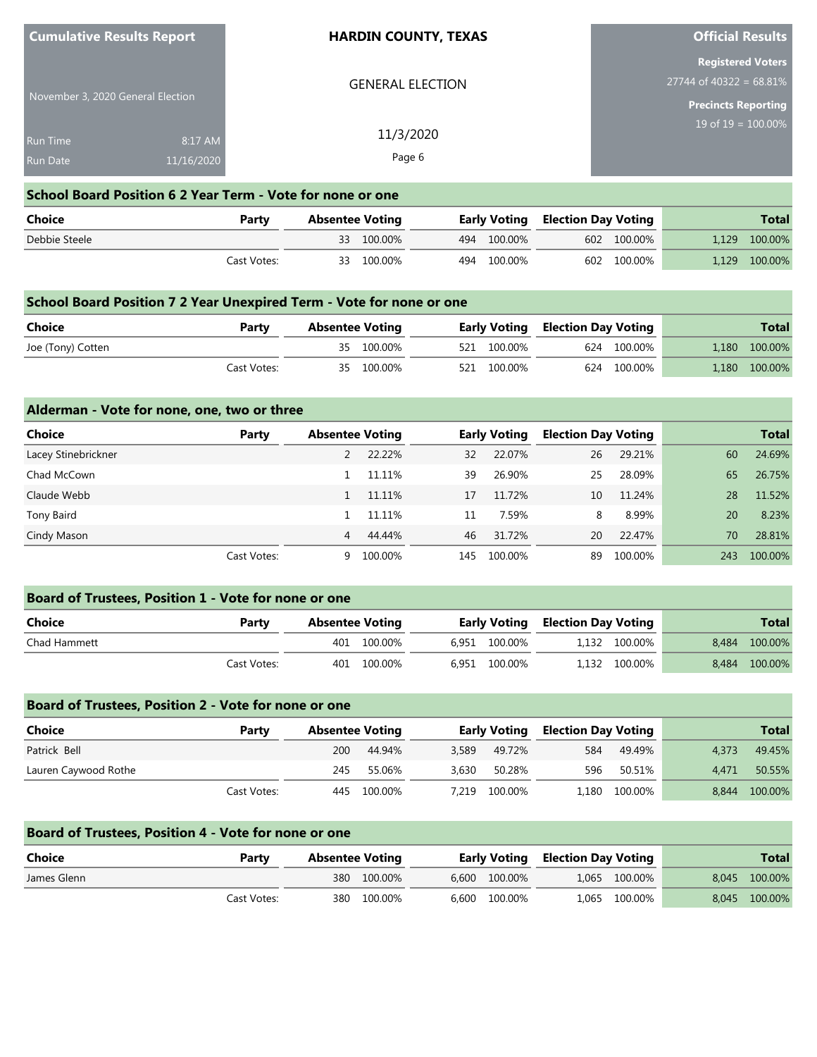Cumulative Results Report

November 3, 2020 General Election

Run Time 8:17 AM
Run Date 11/16/2020

# HARDIN COUNTY, TEXAS

GENERAL ELECTION

11/3/2020

**Official Results**

**Registered Voters**
27744 of 40322 = 68.81%

**Precincts Reporting**
19 of 19 = 100.00%

## School Board Position 6 2 Year Term - Vote for none or one

| Choice | Party | Absentee Voting | | Early Voting | | Election Day Voting | | Total | |
|---|---|---|---|---|---|---|---|---|---|
| Debbie Steele | | 33 | 100.00% | 494 | 100.00% | 602 | 100.00% | 1,129 | 100.00% |
| | Cast Votes: | 33 | 100.00% | 494 | 100.00% | 602 | 100.00% | 1,129 | 100.00% |

## School Board Position 7 2 Year Unexpired Term - Vote for none or one

| Choice | Party | Absentee Voting | | Early Voting | | Election Day Voting | | Total | |
|---|---|---|---|---|---|---|---|---|---|
| Joe (Tony) Cotten | | 35 | 100.00% | 521 | 100.00% | 624 | 100.00% | 1,180 | 100.00% |
| | Cast Votes: | 35 | 100.00% | 521 | 100.00% | 624 | 100.00% | 1,180 | 100.00% |

## Alderman - Vote for none, one, two or three

| Choice | Party | Absentee Voting | | Early Voting | | Election Day Voting | | Total | |
|---|---|---|---|---|---|---|---|---|---|
| Lacey Stinebrickner | | 2 | 22.22% | 32 | 22.07% | 26 | 29.21% | 60 | 24.69% |
| Chad McCown | | 1 | 11.11% | 39 | 26.90% | 25 | 28.09% | 65 | 26.75% |
| Claude Webb | | 1 | 11.11% | 17 | 11.72% | 10 | 11.24% | 28 | 11.52% |
| Tony Baird | | 1 | 11.11% | 11 | 7.59% | 8 | 8.99% | 20 | 8.23% |
| Cindy Mason | | 4 | 44.44% | 46 | 31.72% | 20 | 22.47% | 70 | 28.81% |
| | Cast Votes: | 9 | 100.00% | 145 | 100.00% | 89 | 100.00% | 243 | 100.00% |

## Board of Trustees, Position 1 - Vote for none or one

| Choice | Party | Absentee Voting | | Early Voting | | Election Day Voting | | Total | |
|---|---|---|---|---|---|---|---|---|---|
| Chad Hammett | | 401 | 100.00% | 6,951 | 100.00% | 1,132 | 100.00% | 8,484 | 100.00% |
| | Cast Votes: | 401 | 100.00% | 6,951 | 100.00% | 1,132 | 100.00% | 8,484 | 100.00% |

## Board of Trustees, Position 2 - Vote for none or one

| Choice | Party | Absentee Voting | | Early Voting | | Election Day Voting | | Total | |
|---|---|---|---|---|---|---|---|---|---|
| Patrick Bell | | 200 | 44.94% | 3,589 | 49.72% | 584 | 49.49% | 4,373 | 49.45% |
| Lauren Caywood Rothe | | 245 | 55.06% | 3,630 | 50.28% | 596 | 50.51% | 4,471 | 50.55% |
| | Cast Votes: | 445 | 100.00% | 7,219 | 100.00% | 1,180 | 100.00% | 8,844 | 100.00% |

## Board of Trustees, Position 4 - Vote for none or one

| Choice | Party | Absentee Voting | | Early Voting | | Election Day Voting | | Total | |
|---|---|---|---|---|---|---|---|---|---|
| James Glenn | | 380 | 100.00% | 6,600 | 100.00% | 1,065 | 100.00% | 8,045 | 100.00% |
| | Cast Votes: | 380 | 100.00% | 6,600 | 100.00% | 1,065 | 100.00% | 8,045 | 100.00% |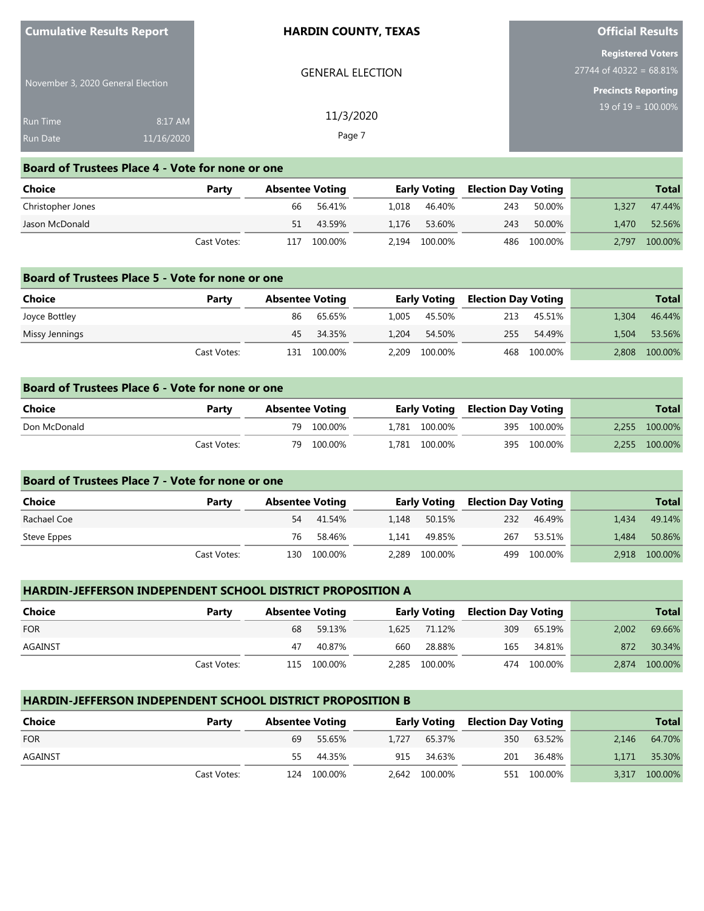**Cumulative Results Report**

November 3, 2020 General Election

Run Time 8:17 AM
Run Date 11/16/2020

**HARDIN COUNTY, TEXAS**

GENERAL ELECTION

11/3/2020

**Official Results**

**Registered Voters**
27744 of 40322 = 68.81%

**Precincts Reporting**
19 of 19 = 100.00%

## Board of Trustees Place 4 - Vote for none or one

| Choice | Party | Absentee Voting | | Early Voting | | Election Day Voting | | Total | |
|---|---|---|---|---|---|---|---|---|---|
| Christopher Jones | | 66 | 56.41% | 1,018 | 46.40% | 243 | 50.00% | 1,327 | 47.44% |
| Jason McDonald | | 51 | 43.59% | 1,176 | 53.60% | 243 | 50.00% | 1,470 | 52.56% |
| | Cast Votes: | 117 | 100.00% | 2,194 | 100.00% | 486 | 100.00% | 2,797 | 100.00% |

## Board of Trustees Place 5 - Vote for none or one

| Choice | Party | Absentee Voting | | Early Voting | | Election Day Voting | | Total | |
|---|---|---|---|---|---|---|---|---|---|
| Joyce Bottley | | 86 | 65.65% | 1,005 | 45.50% | 213 | 45.51% | 1,304 | 46.44% |
| Missy Jennings | | 45 | 34.35% | 1,204 | 54.50% | 255 | 54.49% | 1,504 | 53.56% |
| | Cast Votes: | 131 | 100.00% | 2,209 | 100.00% | 468 | 100.00% | 2,808 | 100.00% |

## Board of Trustees Place 6 - Vote for none or one

| Choice | Party | Absentee Voting | | Early Voting | | Election Day Voting | | Total | |
|---|---|---|---|---|---|---|---|---|---|
| Don McDonald | | 79 | 100.00% | 1,781 | 100.00% | 395 | 100.00% | 2,255 | 100.00% |
| | Cast Votes: | 79 | 100.00% | 1,781 | 100.00% | 395 | 100.00% | 2,255 | 100.00% |

## Board of Trustees Place 7 - Vote for none or one

| Choice | Party | Absentee Voting | | Early Voting | | Election Day Voting | | Total | |
|---|---|---|---|---|---|---|---|---|---|
| Rachael Coe | | 54 | 41.54% | 1,148 | 50.15% | 232 | 46.49% | 1,434 | 49.14% |
| Steve Eppes | | 76 | 58.46% | 1,141 | 49.85% | 267 | 53.51% | 1,484 | 50.86% |
| | Cast Votes: | 130 | 100.00% | 2,289 | 100.00% | 499 | 100.00% | 2,918 | 100.00% |

## HARDIN-JEFFERSON INDEPENDENT SCHOOL DISTRICT PROPOSITION A

| Choice | Party | Absentee Voting | | Early Voting | | Election Day Voting | | Total | |
|---|---|---|---|---|---|---|---|---|---|
| FOR | | 68 | 59.13% | 1,625 | 71.12% | 309 | 65.19% | 2,002 | 69.66% |
| AGAINST | | 47 | 40.87% | 660 | 28.88% | 165 | 34.81% | 872 | 30.34% |
| | Cast Votes: | 115 | 100.00% | 2,285 | 100.00% | 474 | 100.00% | 2,874 | 100.00% |

## HARDIN-JEFFERSON INDEPENDENT SCHOOL DISTRICT PROPOSITION B

| Choice | Party | Absentee Voting | | Early Voting | | Election Day Voting | | Total | |
|---|---|---|---|---|---|---|---|---|---|
| FOR | | 69 | 55.65% | 1,727 | 65.37% | 350 | 63.52% | 2,146 | 64.70% |
| AGAINST | | 55 | 44.35% | 915 | 34.63% | 201 | 36.48% | 1,171 | 35.30% |
| | Cast Votes: | 124 | 100.00% | 2,642 | 100.00% | 551 | 100.00% | 3,317 | 100.00% |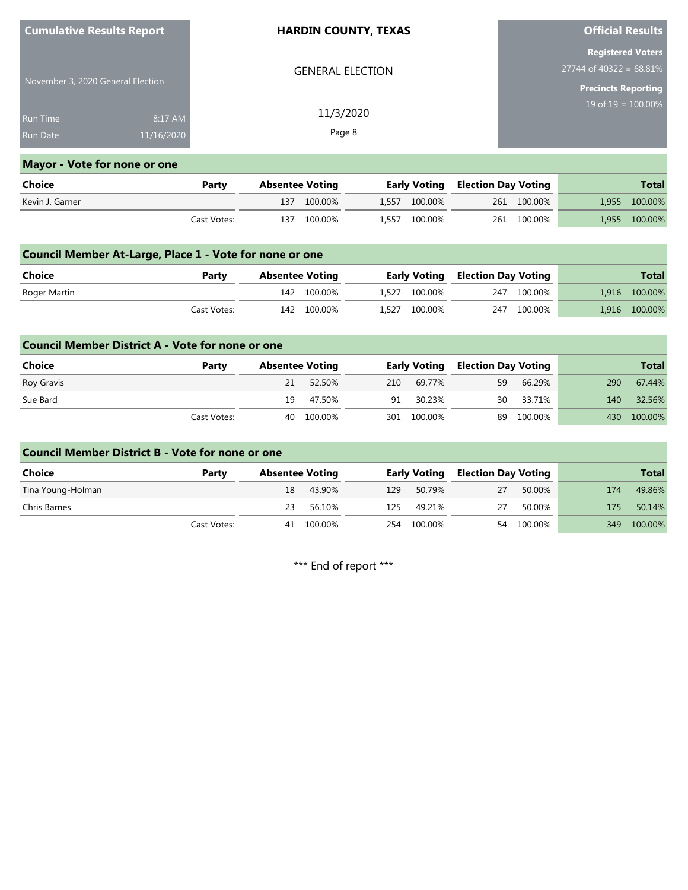**Cumulative Results Report**

November 3, 2020 General Election

Run Time 8:17 AM
Run Date 11/16/2020

**HARDIN COUNTY, TEXAS**

GENERAL ELECTION

11/3/2020

**Official Results**

**Registered Voters**
27744 of 40322 = 68.81%

**Precincts Reporting**
19 of 19 = 100.00%

## Mayor - Vote for none or one

| Choice | Party | Absentee Voting | | Early Voting | | Election Day Voting | | Total | |
|---|---|---|---|---|---|---|---|---|---|
| Kevin J. Garner | | 137 | 100.00% | 1,557 | 100.00% | 261 | 100.00% | 1,955 | 100.00% |
| | Cast Votes: | 137 | 100.00% | 1,557 | 100.00% | 261 | 100.00% | 1,955 | 100.00% |

## Council Member At-Large, Place 1 - Vote for none or one

| Choice | Party | Absentee Voting | | Early Voting | | Election Day Voting | | Total | |
|---|---|---|---|---|---|---|---|---|---|
| Roger Martin | | 142 | 100.00% | 1,527 | 100.00% | 247 | 100.00% | 1,916 | 100.00% |
| | Cast Votes: | 142 | 100.00% | 1,527 | 100.00% | 247 | 100.00% | 1,916 | 100.00% |

## Council Member District A - Vote for none or one

| Choice | Party | Absentee Voting | | Early Voting | | Election Day Voting | | Total | |
|---|---|---|---|---|---|---|---|---|---|
| Roy Gravis | | 21 | 52.50% | 210 | 69.77% | 59 | 66.29% | 290 | 67.44% |
| Sue Bard | | 19 | 47.50% | 91 | 30.23% | 30 | 33.71% | 140 | 32.56% |
| | Cast Votes: | 40 | 100.00% | 301 | 100.00% | 89 | 100.00% | 430 | 100.00% |

## Council Member District B - Vote for none or one

| Choice | Party | Absentee Voting | | Early Voting | | Election Day Voting | | Total | |
|---|---|---|---|---|---|---|---|---|---|
| Tina Young-Holman | | 18 | 43.90% | 129 | 50.79% | 27 | 50.00% | 174 | 49.86% |
| Chris Barnes | | 23 | 56.10% | 125 | 49.21% | 27 | 50.00% | 175 | 50.14% |
| | Cast Votes: | 41 | 100.00% | 254 | 100.00% | 54 | 100.00% | 349 | 100.00% |

*** End of report ***